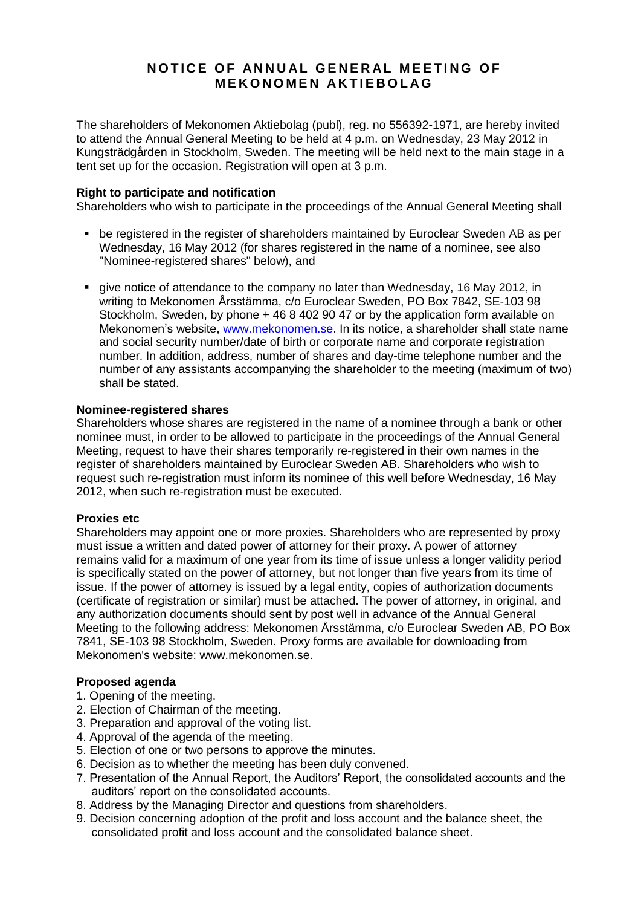# NOTICE OF ANNUAL GENERAL MEETING OF MEKONOMEN AKTIEBOLAG

The shareholders of Mekonomen Aktiebolag (publ), reg. no 556392-1971, are hereby invited to attend the Annual General Meeting to be held at 4 p.m. on Wednesday, 23 May 2012 in Kungsträdgården in Stockholm, Sweden. The meeting will be held next to the main stage in a tent set up for the occasion. Registration will open at 3 p.m.

**Right to participate and notification**

Shareholders who wish to participate in the proceedings of the Annual General Meeting shall

- be registered in the register of shareholders maintained by Euroclear Sweden AB as per Wednesday, 16 May 2012 (for shares registered in the name of a nominee, see also "Nominee-registered shares" below), and
- give notice of attendance to the company no later than Wednesday, 16 May 2012, in writing to Mekonomen Årsstämma, c/o Euroclear Sweden, PO Box 7842, SE-103 98 Stockholm, Sweden, by phone + 46 8 402 90 47 or by the application form available on Mekonomen's website, www.mekonomen.se. In its notice, a shareholder shall state name and social security number/date of birth or corporate name and corporate registration number. In addition, address, number of shares and day-time telephone number and the number of any assistants accompanying the shareholder to the meeting (maximum of two) shall be stated.

**Nominee-registered shares**

Shareholders whose shares are registered in the name of a nominee through a bank or other nominee must, in order to be allowed to participate in the proceedings of the Annual General Meeting, request to have their shares temporarily re-registered in their own names in the register of shareholders maintained by Euroclear Sweden AB. Shareholders who wish to request such re-registration must inform its nominee of this well before Wednesday, 16 May 2012, when such re-registration must be executed.

**Proxies etc**

Shareholders may appoint one or more proxies. Shareholders who are represented by proxy must issue a written and dated power of attorney for their proxy. A power of attorney remains valid for a maximum of one year from its time of issue unless a longer validity period is specifically stated on the power of attorney, but not longer than five years from its time of issue. If the power of attorney is issued by a legal entity, copies of authorization documents (certificate of registration or similar) must be attached. The power of attorney, in original, and any authorization documents should sent by post well in advance of the Annual General Meeting to the following address: Mekonomen Årsstämma, c/o Euroclear Sweden AB, PO Box 7841, SE-103 98 Stockholm, Sweden. Proxy forms are available for downloading from Mekonomen's website: www.mekonomen.se.

**Proposed agenda**

1. Opening of the meeting.
2. Election of Chairman of the meeting.
3. Preparation and approval of the voting list.
4. Approval of the agenda of the meeting.
5. Election of one or two persons to approve the minutes.
6. Decision as to whether the meeting has been duly convened.
7. Presentation of the Annual Report, the Auditors' Report, the consolidated accounts and the auditors' report on the consolidated accounts.
8. Address by the Managing Director and questions from shareholders.
9. Decision concerning adoption of the profit and loss account and the balance sheet, the consolidated profit and loss account and the consolidated balance sheet.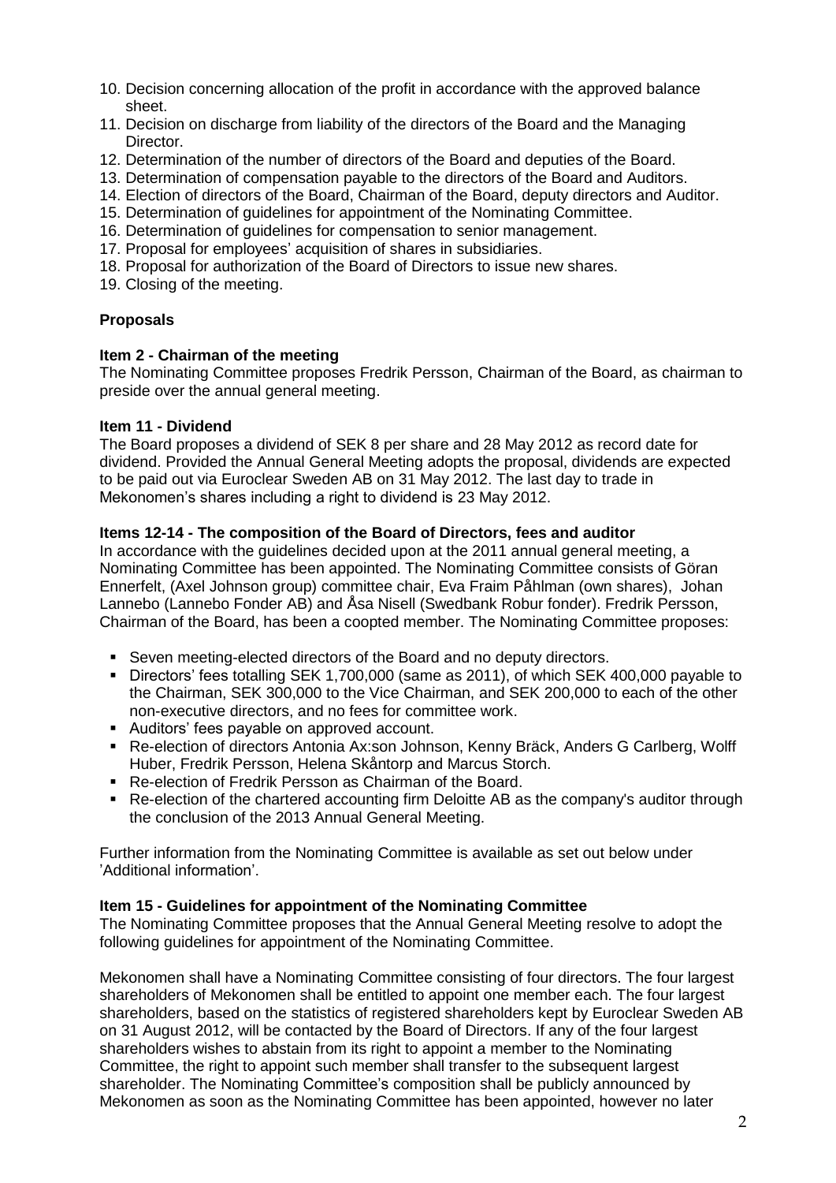10. Decision concerning allocation of the profit in accordance with the approved balance sheet.
11. Decision on discharge from liability of the directors of the Board and the Managing Director.
12. Determination of the number of directors of the Board and deputies of the Board.
13. Determination of compensation payable to the directors of the Board and Auditors.
14. Election of directors of the Board, Chairman of the Board, deputy directors and Auditor.
15. Determination of guidelines for appointment of the Nominating Committee.
16. Determination of guidelines for compensation to senior management.
17. Proposal for employees' acquisition of shares in subsidiaries.
18. Proposal for authorization of the Board of Directors to issue new shares.
19. Closing of the meeting.

**Proposals**

**Item 2 - Chairman of the meeting**
The Nominating Committee proposes Fredrik Persson, Chairman of the Board, as chairman to preside over the annual general meeting.

**Item 11 - Dividend**
The Board proposes a dividend of SEK 8 per share and 28 May 2012 as record date for dividend. Provided the Annual General Meeting adopts the proposal, dividends are expected to be paid out via Euroclear Sweden AB on 31 May 2012. The last day to trade in Mekonomen's shares including a right to dividend is 23 May 2012.

**Items 12-14 - The composition of the Board of Directors, fees and auditor**
In accordance with the guidelines decided upon at the 2011 annual general meeting, a Nominating Committee has been appointed. The Nominating Committee consists of Göran Ennerfelt, (Axel Johnson group) committee chair, Eva Fraim Påhlman (own shares), Johan Lannebo (Lannebo Fonder AB) and Åsa Nisell (Swedbank Robur fonder). Fredrik Persson, Chairman of the Board, has been a coopted member. The Nominating Committee proposes:

- Seven meeting-elected directors of the Board and no deputy directors.
- Directors' fees totalling SEK 1,700,000 (same as 2011), of which SEK 400,000 payable to the Chairman, SEK 300,000 to the Vice Chairman, and SEK 200,000 to each of the other non-executive directors, and no fees for committee work.
- Auditors' fees payable on approved account.
- Re-election of directors Antonia Ax:son Johnson, Kenny Bräck, Anders G Carlberg, Wolff Huber, Fredrik Persson, Helena Skåntorp and Marcus Storch.
- Re-election of Fredrik Persson as Chairman of the Board.
- Re-election of the chartered accounting firm Deloitte AB as the company's auditor through the conclusion of the 2013 Annual General Meeting.

Further information from the Nominating Committee is available as set out below under 'Additional information'.

**Item 15 - Guidelines for appointment of the Nominating Committee**
The Nominating Committee proposes that the Annual General Meeting resolve to adopt the following guidelines for appointment of the Nominating Committee.

Mekonomen shall have a Nominating Committee consisting of four directors. The four largest shareholders of Mekonomen shall be entitled to appoint one member each. The four largest shareholders, based on the statistics of registered shareholders kept by Euroclear Sweden AB on 31 August 2012, will be contacted by the Board of Directors. If any of the four largest shareholders wishes to abstain from its right to appoint a member to the Nominating Committee, the right to appoint such member shall transfer to the subsequent largest shareholder. The Nominating Committee's composition shall be publicly announced by Mekonomen as soon as the Nominating Committee has been appointed, however no later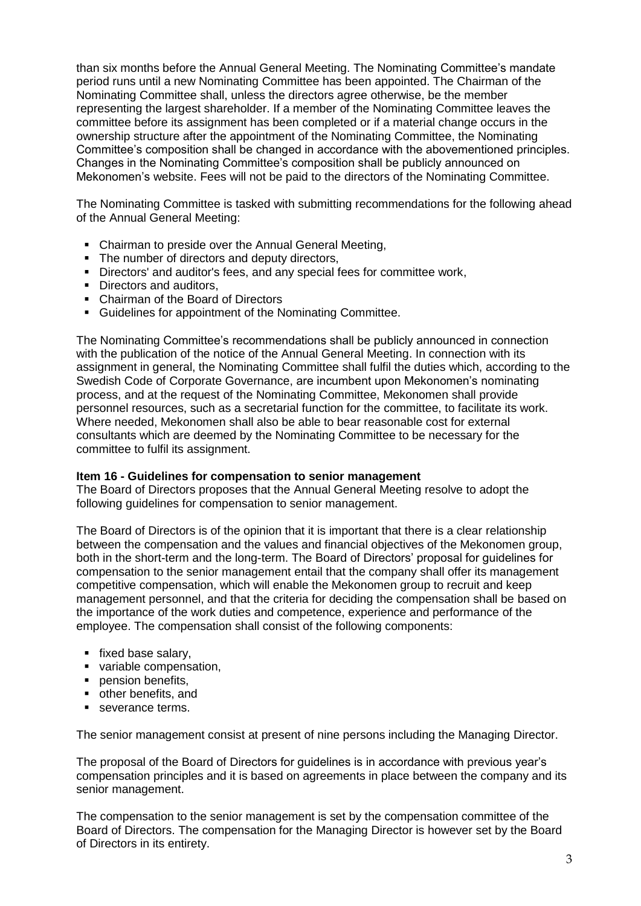than six months before the Annual General Meeting. The Nominating Committee's mandate period runs until a new Nominating Committee has been appointed. The Chairman of the Nominating Committee shall, unless the directors agree otherwise, be the member representing the largest shareholder. If a member of the Nominating Committee leaves the committee before its assignment has been completed or if a material change occurs in the ownership structure after the appointment of the Nominating Committee, the Nominating Committee's composition shall be changed in accordance with the abovementioned principles. Changes in the Nominating Committee's composition shall be publicly announced on Mekonomen's website. Fees will not be paid to the directors of the Nominating Committee.

The Nominating Committee is tasked with submitting recommendations for the following ahead of the Annual General Meeting:

- Chairman to preside over the Annual General Meeting,
- The number of directors and deputy directors,
- Directors' and auditor's fees, and any special fees for committee work,
- Directors and auditors,
- Chairman of the Board of Directors
- Guidelines for appointment of the Nominating Committee.

The Nominating Committee's recommendations shall be publicly announced in connection with the publication of the notice of the Annual General Meeting. In connection with its assignment in general, the Nominating Committee shall fulfil the duties which, according to the Swedish Code of Corporate Governance, are incumbent upon Mekonomen's nominating process, and at the request of the Nominating Committee, Mekonomen shall provide personnel resources, such as a secretarial function for the committee, to facilitate its work. Where needed, Mekonomen shall also be able to bear reasonable cost for external consultants which are deemed by the Nominating Committee to be necessary for the committee to fulfil its assignment.

**Item 16 - Guidelines for compensation to senior management**

The Board of Directors proposes that the Annual General Meeting resolve to adopt the following guidelines for compensation to senior management.

The Board of Directors is of the opinion that it is important that there is a clear relationship between the compensation and the values and financial objectives of the Mekonomen group, both in the short-term and the long-term. The Board of Directors' proposal for guidelines for compensation to the senior management entail that the company shall offer its management competitive compensation, which will enable the Mekonomen group to recruit and keep management personnel, and that the criteria for deciding the compensation shall be based on the importance of the work duties and competence, experience and performance of the employee. The compensation shall consist of the following components:

- fixed base salary,
- variable compensation,
- pension benefits,
- other benefits, and
- severance terms.

The senior management consist at present of nine persons including the Managing Director.

The proposal of the Board of Directors for guidelines is in accordance with previous year's compensation principles and it is based on agreements in place between the company and its senior management.

The compensation to the senior management is set by the compensation committee of the Board of Directors. The compensation for the Managing Director is however set by the Board of Directors in its entirety.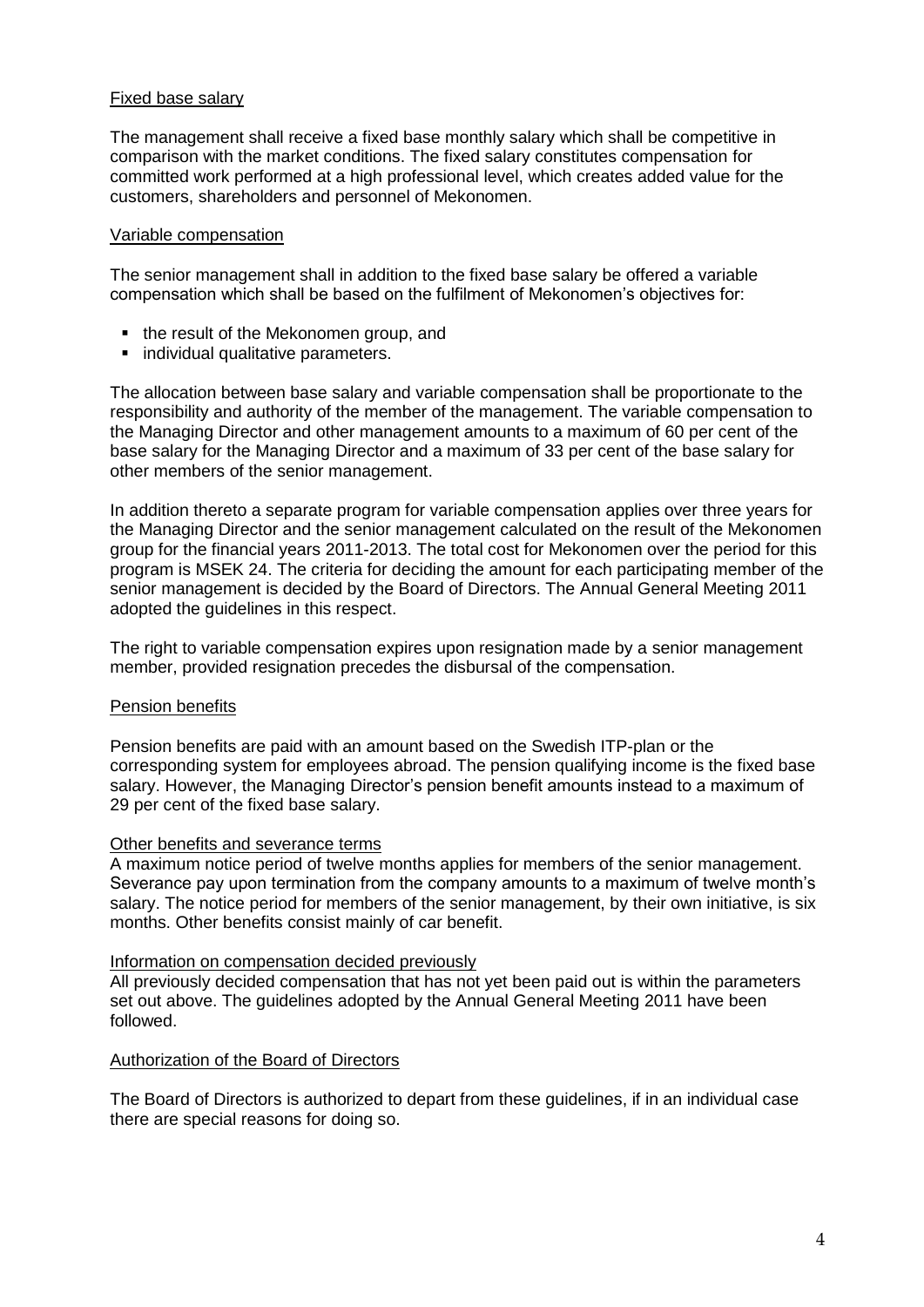### Fixed base salary

The management shall receive a fixed base monthly salary which shall be competitive in comparison with the market conditions. The fixed salary constitutes compensation for committed work performed at a high professional level, which creates added value for the customers, shareholders and personnel of Mekonomen.

### Variable compensation

The senior management shall in addition to the fixed base salary be offered a variable compensation which shall be based on the fulfilment of Mekonomen's objectives for:

- the result of the Mekonomen group, and
- individual qualitative parameters.

The allocation between base salary and variable compensation shall be proportionate to the responsibility and authority of the member of the management. The variable compensation to the Managing Director and other management amounts to a maximum of 60 per cent of the base salary for the Managing Director and a maximum of 33 per cent of the base salary for other members of the senior management.

In addition thereto a separate program for variable compensation applies over three years for the Managing Director and the senior management calculated on the result of the Mekonomen group for the financial years 2011-2013. The total cost for Mekonomen over the period for this program is MSEK 24. The criteria for deciding the amount for each participating member of the senior management is decided by the Board of Directors. The Annual General Meeting 2011 adopted the guidelines in this respect.

The right to variable compensation expires upon resignation made by a senior management member, provided resignation precedes the disbursal of the compensation.

### Pension benefits

Pension benefits are paid with an amount based on the Swedish ITP-plan or the corresponding system for employees abroad. The pension qualifying income is the fixed base salary. However, the Managing Director's pension benefit amounts instead to a maximum of 29 per cent of the fixed base salary.

### Other benefits and severance terms

A maximum notice period of twelve months applies for members of the senior management. Severance pay upon termination from the company amounts to a maximum of twelve month's salary. The notice period for members of the senior management, by their own initiative, is six months. Other benefits consist mainly of car benefit.

### Information on compensation decided previously

All previously decided compensation that has not yet been paid out is within the parameters set out above. The guidelines adopted by the Annual General Meeting 2011 have been followed.

### Authorization of the Board of Directors

The Board of Directors is authorized to depart from these guidelines, if in an individual case there are special reasons for doing so.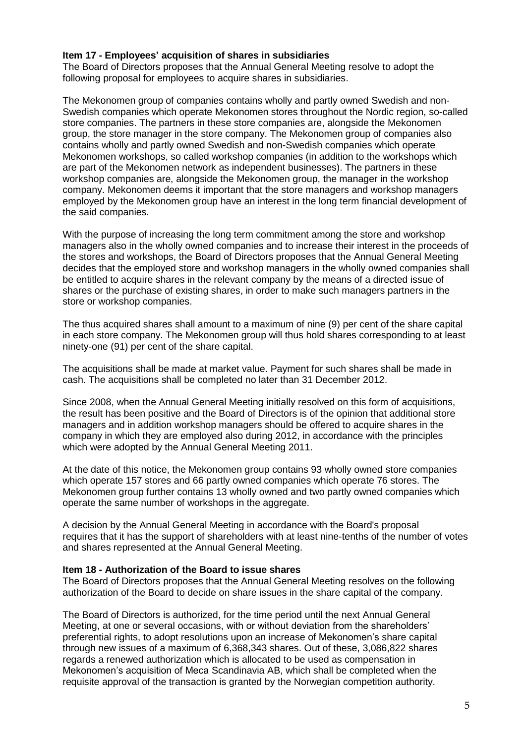**Item 17 - Employees' acquisition of shares in subsidiaries**

The Board of Directors proposes that the Annual General Meeting resolve to adopt the following proposal for employees to acquire shares in subsidiaries.

The Mekonomen group of companies contains wholly and partly owned Swedish and non-Swedish companies which operate Mekonomen stores throughout the Nordic region, so-called store companies. The partners in these store companies are, alongside the Mekonomen group, the store manager in the store company. The Mekonomen group of companies also contains wholly and partly owned Swedish and non-Swedish companies which operate Mekonomen workshops, so called workshop companies (in addition to the workshops which are part of the Mekonomen network as independent businesses). The partners in these workshop companies are, alongside the Mekonomen group, the manager in the workshop company. Mekonomen deems it important that the store managers and workshop managers employed by the Mekonomen group have an interest in the long term financial development of the said companies.

With the purpose of increasing the long term commitment among the store and workshop managers also in the wholly owned companies and to increase their interest in the proceeds of the stores and workshops, the Board of Directors proposes that the Annual General Meeting decides that the employed store and workshop managers in the wholly owned companies shall be entitled to acquire shares in the relevant company by the means of a directed issue of shares or the purchase of existing shares, in order to make such managers partners in the store or workshop companies.

The thus acquired shares shall amount to a maximum of nine (9) per cent of the share capital in each store company. The Mekonomen group will thus hold shares corresponding to at least ninety-one (91) per cent of the share capital.

The acquisitions shall be made at market value. Payment for such shares shall be made in cash. The acquisitions shall be completed no later than 31 December 2012.

Since 2008, when the Annual General Meeting initially resolved on this form of acquisitions, the result has been positive and the Board of Directors is of the opinion that additional store managers and in addition workshop managers should be offered to acquire shares in the company in which they are employed also during 2012, in accordance with the principles which were adopted by the Annual General Meeting 2011.

At the date of this notice, the Mekonomen group contains 93 wholly owned store companies which operate 157 stores and 66 partly owned companies which operate 76 stores. The Mekonomen group further contains 13 wholly owned and two partly owned companies which operate the same number of workshops in the aggregate.

A decision by the Annual General Meeting in accordance with the Board's proposal requires that it has the support of shareholders with at least nine-tenths of the number of votes and shares represented at the Annual General Meeting.

**Item 18 - Authorization of the Board to issue shares**

The Board of Directors proposes that the Annual General Meeting resolves on the following authorization of the Board to decide on share issues in the share capital of the company.

The Board of Directors is authorized, for the time period until the next Annual General Meeting, at one or several occasions, with or without deviation from the shareholders' preferential rights, to adopt resolutions upon an increase of Mekonomen's share capital through new issues of a maximum of 6,368,343 shares. Out of these, 3,086,822 shares regards a renewed authorization which is allocated to be used as compensation in Mekonomen's acquisition of Meca Scandinavia AB, which shall be completed when the requisite approval of the transaction is granted by the Norwegian competition authority.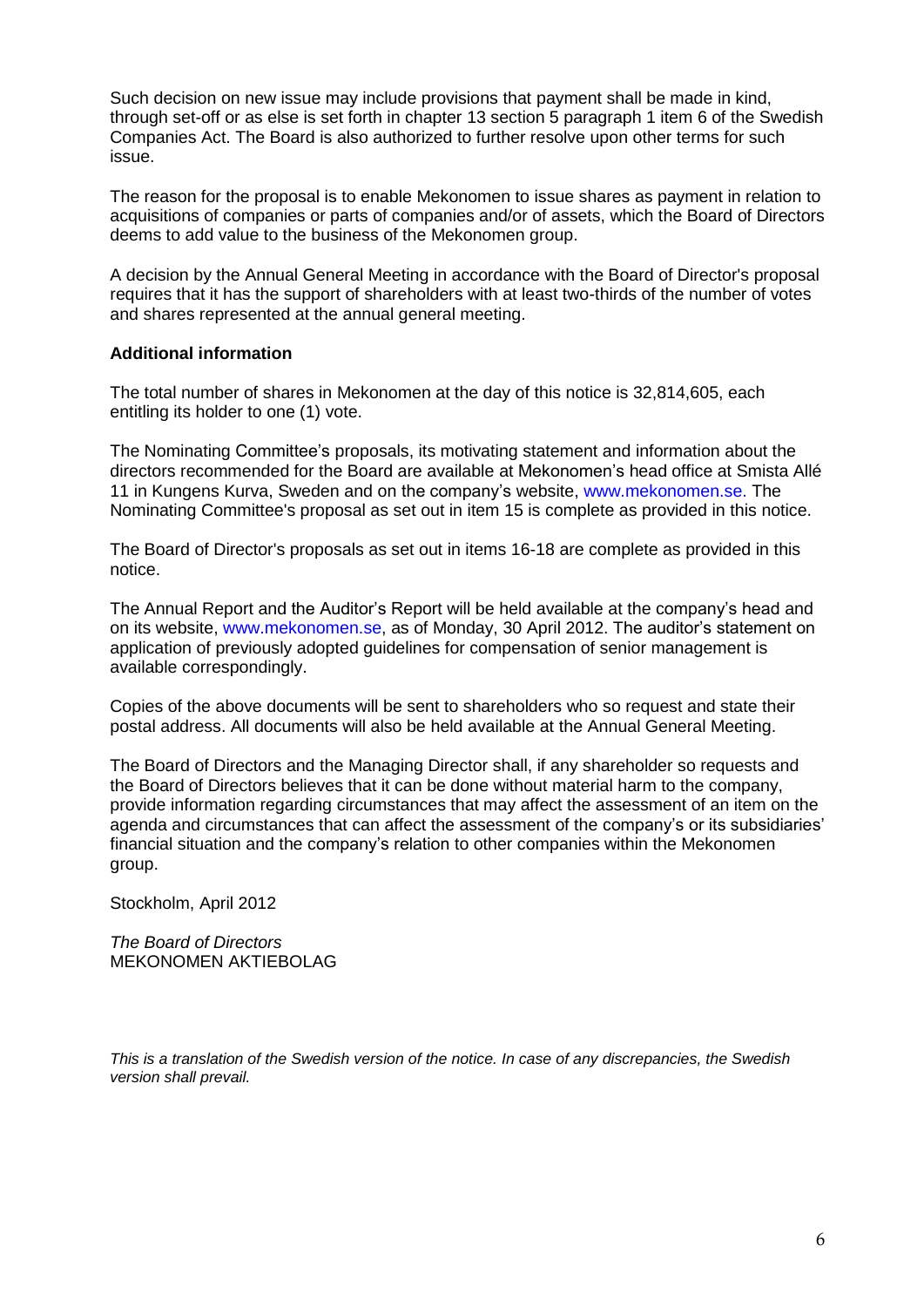Such decision on new issue may include provisions that payment shall be made in kind, through set-off or as else is set forth in chapter 13 section 5 paragraph 1 item 6 of the Swedish Companies Act. The Board is also authorized to further resolve upon other terms for such issue.

The reason for the proposal is to enable Mekonomen to issue shares as payment in relation to acquisitions of companies or parts of companies and/or of assets, which the Board of Directors deems to add value to the business of the Mekonomen group.

A decision by the Annual General Meeting in accordance with the Board of Director's proposal requires that it has the support of shareholders with at least two-thirds of the number of votes and shares represented at the annual general meeting.

**Additional information**

The total number of shares in Mekonomen at the day of this notice is 32,814,605, each entitling its holder to one (1) vote.

The Nominating Committee's proposals, its motivating statement and information about the directors recommended for the Board are available at Mekonomen's head office at Smista Allé 11 in Kungens Kurva, Sweden and on the company's website, www.mekonomen.se. The Nominating Committee's proposal as set out in item 15 is complete as provided in this notice.

The Board of Director's proposals as set out in items 16-18 are complete as provided in this notice.

The Annual Report and the Auditor's Report will be held available at the company's head and on its website, www.mekonomen.se, as of Monday, 30 April 2012. The auditor's statement on application of previously adopted guidelines for compensation of senior management is available correspondingly.

Copies of the above documents will be sent to shareholders who so request and state their postal address. All documents will also be held available at the Annual General Meeting.

The Board of Directors and the Managing Director shall, if any shareholder so requests and the Board of Directors believes that it can be done without material harm to the company, provide information regarding circumstances that may affect the assessment of an item on the agenda and circumstances that can affect the assessment of the company's or its subsidiaries' financial situation and the company's relation to other companies within the Mekonomen group.

Stockholm, April 2012

*The Board of Directors*
MEKONOMEN AKTIEBOLAG

*This is a translation of the Swedish version of the notice. In case of any discrepancies, the Swedish version shall prevail.*